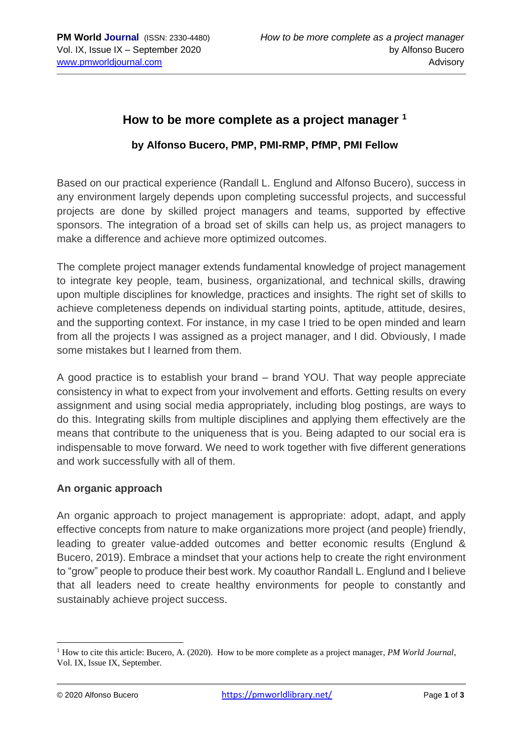# How to be more complete as a project manager [1]

### by Alfonso Bucero, PMP, PMI-RMP, PfMP, PMI Fellow

Based on our practical experience (Randall L. Englund and Alfonso Bucero), success in any environment largely depends upon completing successful projects, and successful projects are done by skilled project managers and teams, supported by effective sponsors. The integration of a broad set of skills can help us, as project managers to make a difference and achieve more optimized outcomes.

The complete project manager extends fundamental knowledge of project management to integrate key people, team, business, organizational, and technical skills, drawing upon multiple disciplines for knowledge, practices and insights. The right set of skills to achieve completeness depends on individual starting points, aptitude, attitude, desires, and the supporting context. For instance, in my case I tried to be open minded and learn from all the projects I was assigned as a project manager, and I did. Obviously, I made some mistakes but I learned from them.

A good practice is to establish your brand – brand YOU. That way people appreciate consistency in what to expect from your involvement and efforts. Getting results on every assignment and using social media appropriately, including blog postings, are ways to do this. Integrating skills from multiple disciplines and applying them effectively are the means that contribute to the uniqueness that is you. Being adapted to our social era is indispensable to move forward. We need to work together with five different generations and work successfully with all of them.

**An organic approach**

An organic approach to project management is appropriate: adopt, adapt, and apply effective concepts from nature to make organizations more project (and people) friendly, leading to greater value-added outcomes and better economic results (Englund & Bucero, 2019). Embrace a mindset that your actions help to create the right environment to "grow" people to produce their best work. My coauthor Randall L. Englund and I believe that all leaders need to create healthy environments for people to constantly and sustainably achieve project success.

---

[1] How to cite this article: Bucero, A. (2020). How to be more complete as a project manager, *PM World Journal*, Vol. IX, Issue IX, September.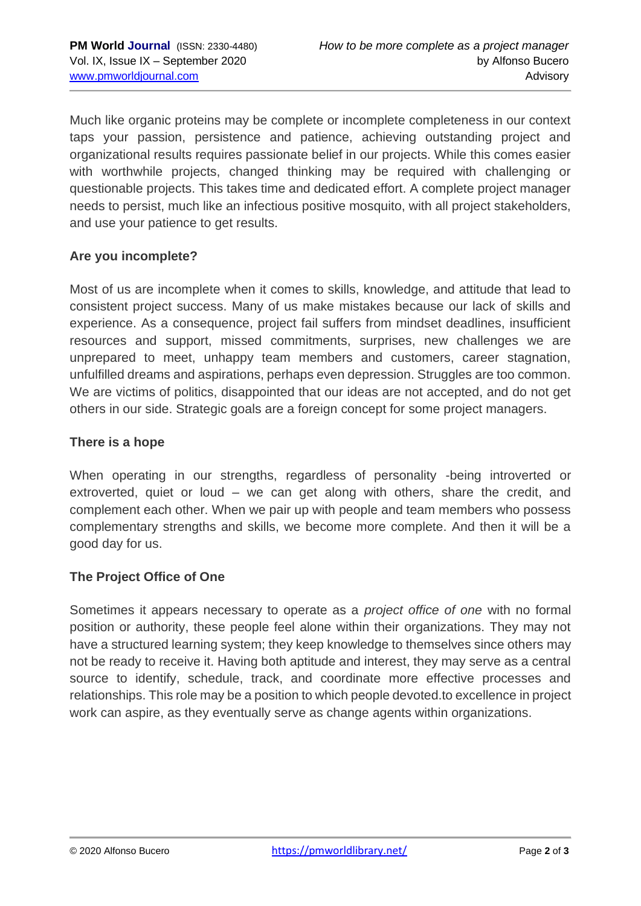Much like organic proteins may be complete or incomplete completeness in our context taps your passion, persistence and patience, achieving outstanding project and organizational results requires passionate belief in our projects. While this comes easier with worthwhile projects, changed thinking may be required with challenging or questionable projects. This takes time and dedicated effort. A complete project manager needs to persist, much like an infectious positive mosquito, with all project stakeholders, and use your patience to get results.

**Are you incomplete?**

Most of us are incomplete when it comes to skills, knowledge, and attitude that lead to consistent project success. Many of us make mistakes because our lack of skills and experience. As a consequence, project fail suffers from mindset deadlines, insufficient resources and support, missed commitments, surprises, new challenges we are unprepared to meet, unhappy team members and customers, career stagnation, unfulfilled dreams and aspirations, perhaps even depression. Struggles are too common. We are victims of politics, disappointed that our ideas are not accepted, and do not get others in our side. Strategic goals are a foreign concept for some project managers.

**There is a hope**

When operating in our strengths, regardless of personality -being introverted or extroverted, quiet or loud – we can get along with others, share the credit, and complement each other. When we pair up with people and team members who possess complementary strengths and skills, we become more complete. And then it will be a good day for us.

**The Project Office of One**

Sometimes it appears necessary to operate as a *project office of one* with no formal position or authority, these people feel alone within their organizations. They may not have a structured learning system; they keep knowledge to themselves since others may not be ready to receive it. Having both aptitude and interest, they may serve as a central source to identify, schedule, track, and coordinate more effective processes and relationships. This role may be a position to which people devoted.to excellence in project work can aspire, as they eventually serve as change agents within organizations.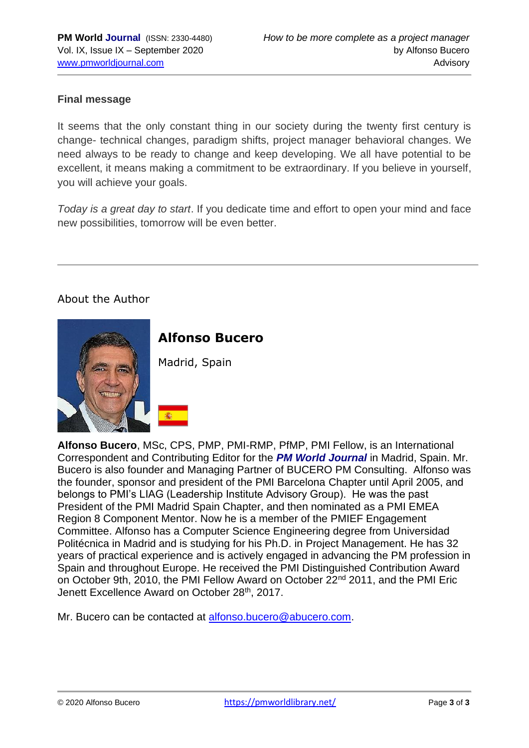### Final message

It seems that the only constant thing in our society during the twenty first century is change- technical changes, paradigm shifts, project manager behavioral changes. We need always to be ready to change and keep developing. We all have potential to be excellent, it means making a commitment to be extraordinary. If you believe in yourself, you will achieve your goals.

*Today is a great day to start*. If you dedicate time and effort to open your mind and face new possibilities, tomorrow will be even better.

---

## About the Author

### Alfonso Bucero

Madrid, Spain

**Alfonso Bucero**, MSc, CPS, PMP, PMI-RMP, PfMP, PMI Fellow, is an International Correspondent and Contributing Editor for the ***PM World Journal*** in Madrid, Spain. Mr. Bucero is also founder and Managing Partner of BUCERO PM Consulting. Alfonso was the founder, sponsor and president of the PMI Barcelona Chapter until April 2005, and belongs to PMI's LIAG (Leadership Institute Advisory Group). He was the past President of the PMI Madrid Spain Chapter, and then nominated as a PMI EMEA Region 8 Component Mentor. Now he is a member of the PMIEF Engagement Committee. Alfonso has a Computer Science Engineering degree from Universidad Politécnica in Madrid and is studying for his Ph.D. in Project Management. He has 32 years of practical experience and is actively engaged in advancing the PM profession in Spain and throughout Europe. He received the PMI Distinguished Contribution Award on October 9th, 2010, the PMI Fellow Award on October 22nd 2011, and the PMI Eric Jenett Excellence Award on October 28th, 2017.

Mr. Bucero can be contacted at alfonso.bucero@abucero.com.